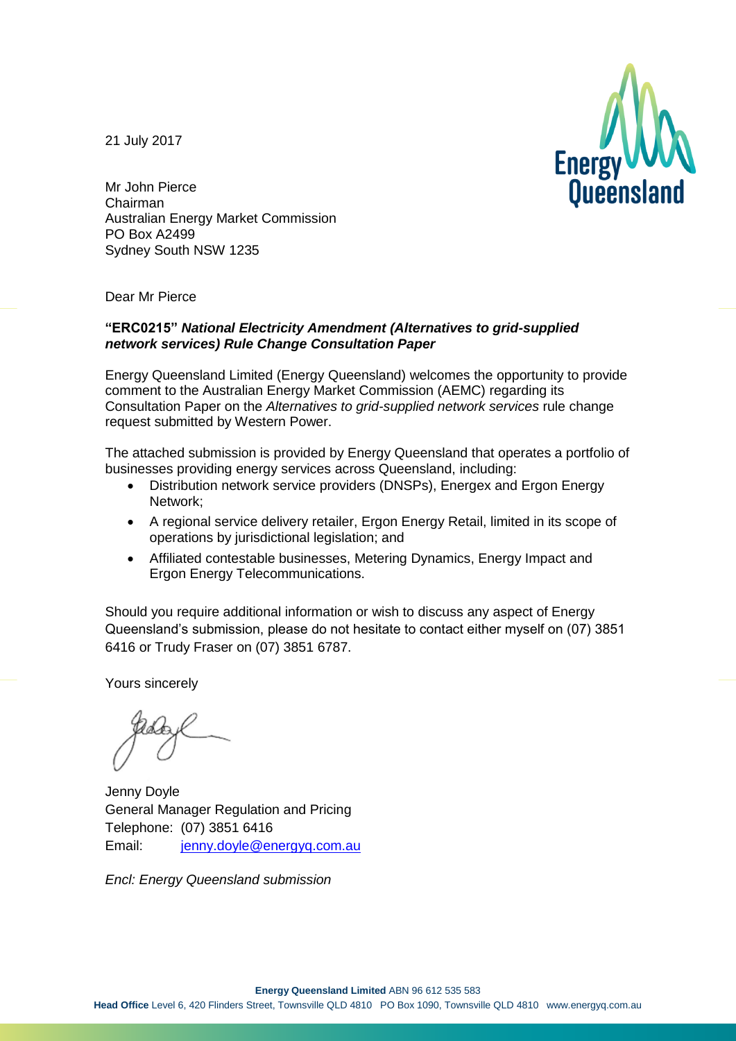21 July 2017

Mr John Pierce
Chairman
Australian Energy Market Commission
PO Box A2499
Sydney South NSW 1235

Dear Mr Pierce

**"ERC0215"** ***National Electricity Amendment (Alternatives to grid-supplied network services) Rule Change Consultation Paper***

Energy Queensland Limited (Energy Queensland) welcomes the opportunity to provide comment to the Australian Energy Market Commission (AEMC) regarding its Consultation Paper on the *Alternatives to grid-supplied network services* rule change request submitted by Western Power.

The attached submission is provided by Energy Queensland that operates a portfolio of businesses providing energy services across Queensland, including:

- Distribution network service providers (DNSPs), Energex and Ergon Energy Network;
- A regional service delivery retailer, Ergon Energy Retail, limited in its scope of operations by jurisdictional legislation; and
- Affiliated contestable businesses, Metering Dynamics, Energy Impact and Ergon Energy Telecommunications.

Should you require additional information or wish to discuss any aspect of Energy Queensland's submission, please do not hesitate to contact either myself on (07) 3851 6416 or Trudy Fraser on (07) 3851 6787.

Yours sincerely

Jenny Doyle
General Manager Regulation and Pricing
Telephone: (07) 3851 6416
Email: jenny.doyle@energyq.com.au

*Encl: Energy Queensland submission*

**Energy Queensland Limited** ABN 96 612 535 583
**Head Office** Level 6, 420 Flinders Street, Townsville QLD 4810 PO Box 1090, Townsville QLD 4810 www.energyq.com.au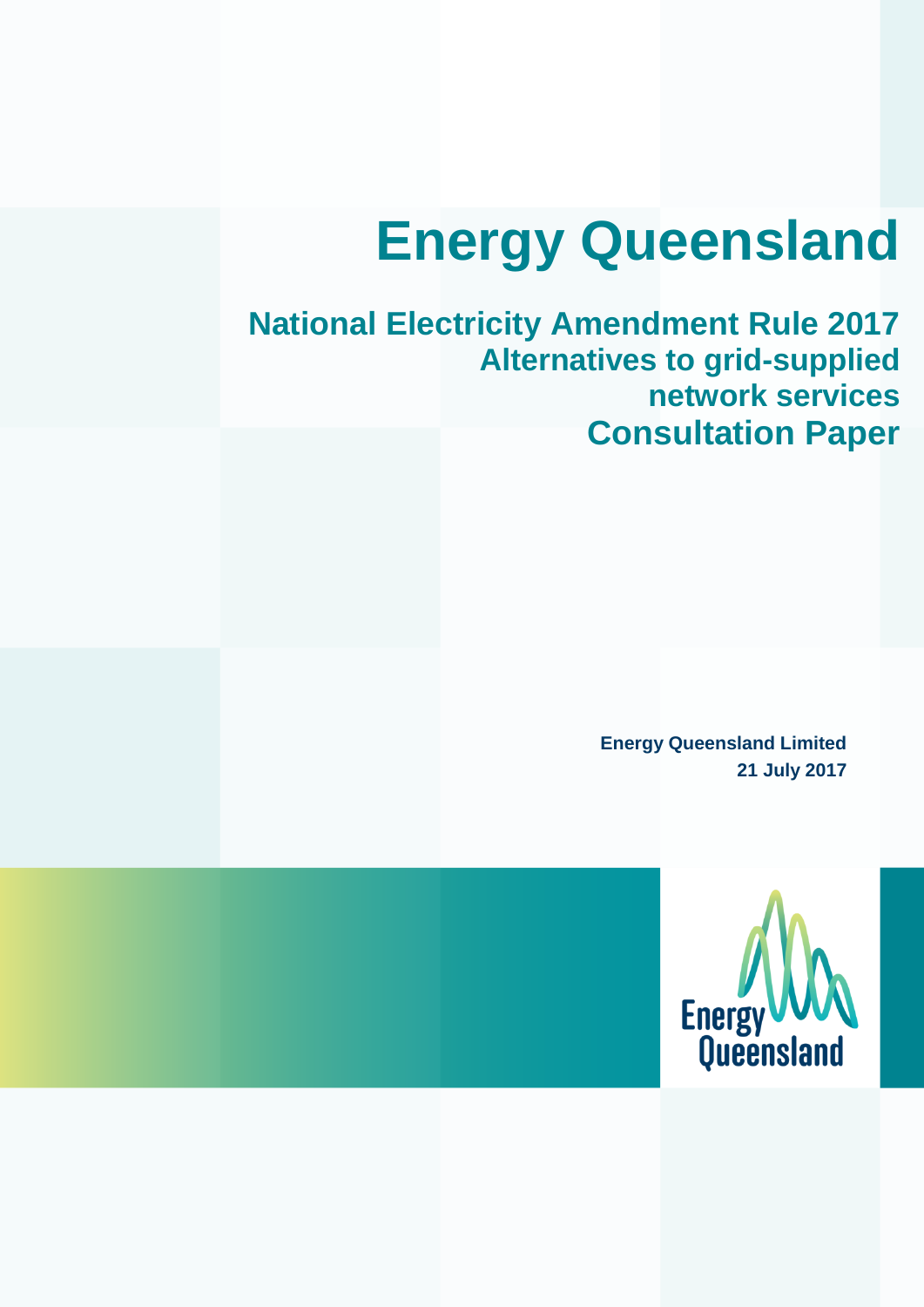# Energy Queensland

## National Electricity Amendment Rule 2017 Alternatives to grid-supplied network services Consultation Paper

**Energy Queensland Limited**
**21 July 2017**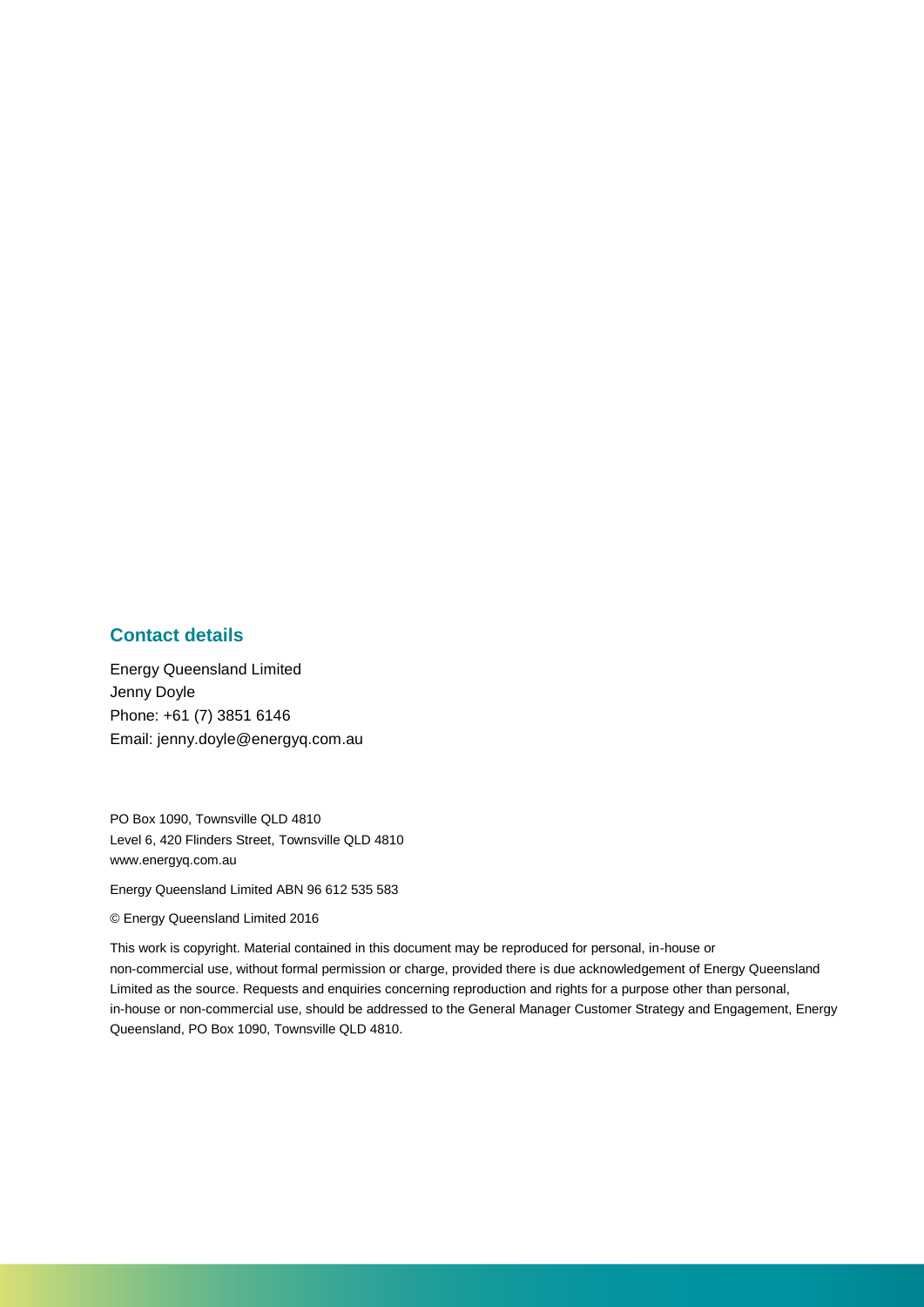## Contact details

Energy Queensland Limited
Jenny Doyle
Phone: +61 (7) 3851 6146
Email: jenny.doyle@energyq.com.au

PO Box 1090, Townsville QLD 4810
Level 6, 420 Flinders Street, Townsville QLD 4810
www.energyq.com.au

Energy Queensland Limited ABN 96 612 535 583

© Energy Queensland Limited 2016

This work is copyright. Material contained in this document may be reproduced for personal, in-house or non-commercial use, without formal permission or charge, provided there is due acknowledgement of Energy Queensland Limited as the source. Requests and enquiries concerning reproduction and rights for a purpose other than personal, in-house or non-commercial use, should be addressed to the General Manager Customer Strategy and Engagement, Energy Queensland, PO Box 1090, Townsville QLD 4810.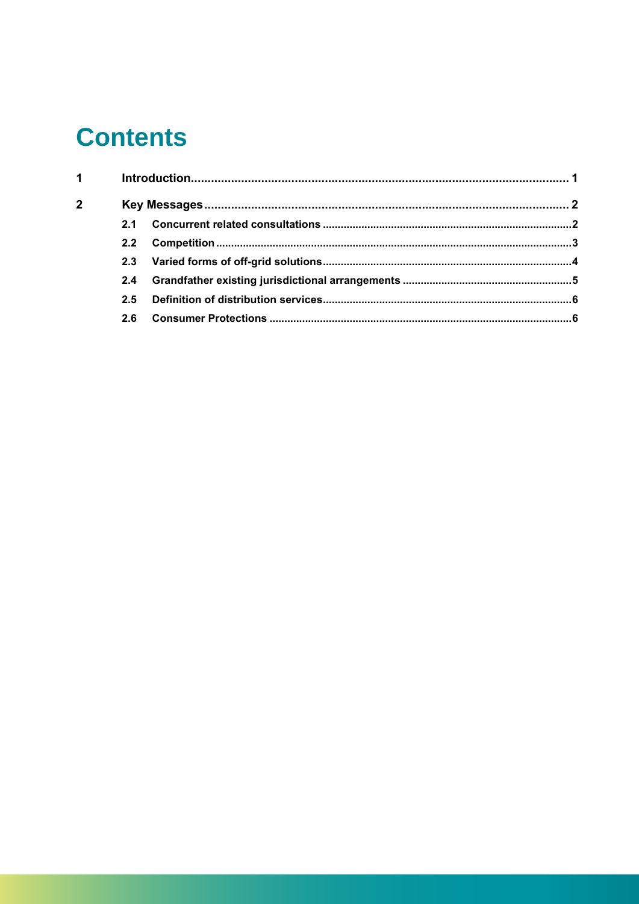# Contents

| | | |
|---|---|---|
| **1** | **Introduction** | **1** |
| **2** | **Key Messages** | **2** |
| **2.1** | **Concurrent related consultations** | **2** |
| **2.2** | **Competition** | **3** |
| **2.3** | **Varied forms of off-grid solutions** | **4** |
| **2.4** | **Grandfather existing jurisdictional arrangements** | **5** |
| **2.5** | **Definition of distribution services** | **6** |
| **2.6** | **Consumer Protections** | **6** |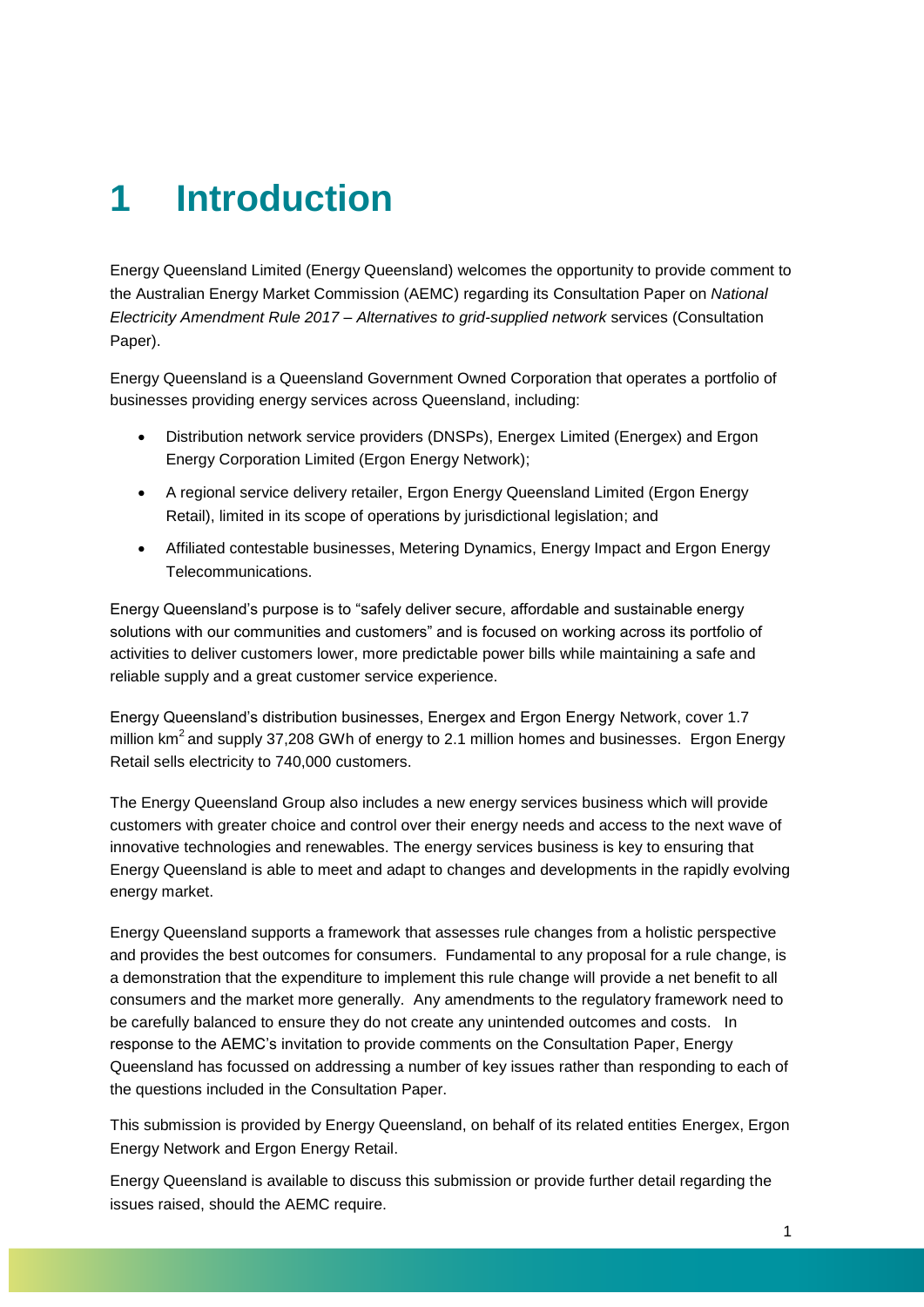# 1 Introduction

Energy Queensland Limited (Energy Queensland) welcomes the opportunity to provide comment to the Australian Energy Market Commission (AEMC) regarding its Consultation Paper on *National Electricity Amendment Rule 2017 – Alternatives to grid-supplied network* services (Consultation Paper).

Energy Queensland is a Queensland Government Owned Corporation that operates a portfolio of businesses providing energy services across Queensland, including:

- Distribution network service providers (DNSPs), Energex Limited (Energex) and Ergon Energy Corporation Limited (Ergon Energy Network);
- A regional service delivery retailer, Ergon Energy Queensland Limited (Ergon Energy Retail), limited in its scope of operations by jurisdictional legislation; and
- Affiliated contestable businesses, Metering Dynamics, Energy Impact and Ergon Energy Telecommunications.

Energy Queensland's purpose is to "safely deliver secure, affordable and sustainable energy solutions with our communities and customers" and is focused on working across its portfolio of activities to deliver customers lower, more predictable power bills while maintaining a safe and reliable supply and a great customer service experience.

Energy Queensland's distribution businesses, Energex and Ergon Energy Network, cover 1.7 million $km^2$ and supply 37,208 GWh of energy to 2.1 million homes and businesses. Ergon Energy Retail sells electricity to 740,000 customers.

The Energy Queensland Group also includes a new energy services business which will provide customers with greater choice and control over their energy needs and access to the next wave of innovative technologies and renewables. The energy services business is key to ensuring that Energy Queensland is able to meet and adapt to changes and developments in the rapidly evolving energy market.

Energy Queensland supports a framework that assesses rule changes from a holistic perspective and provides the best outcomes for consumers. Fundamental to any proposal for a rule change, is a demonstration that the expenditure to implement this rule change will provide a net benefit to all consumers and the market more generally. Any amendments to the regulatory framework need to be carefully balanced to ensure they do not create any unintended outcomes and costs. In response to the AEMC's invitation to provide comments on the Consultation Paper, Energy Queensland has focussed on addressing a number of key issues rather than responding to each of the questions included in the Consultation Paper.

This submission is provided by Energy Queensland, on behalf of its related entities Energex, Ergon Energy Network and Ergon Energy Retail.

Energy Queensland is available to discuss this submission or provide further detail regarding the issues raised, should the AEMC require.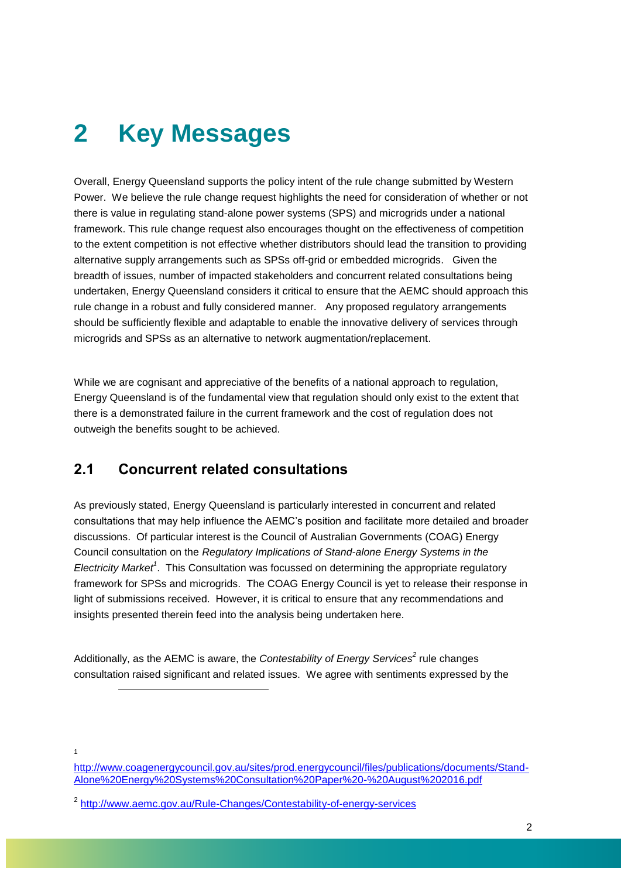# 2 Key Messages

Overall, Energy Queensland supports the policy intent of the rule change submitted by Western Power. We believe the rule change request highlights the need for consideration of whether or not there is value in regulating stand-alone power systems (SPS) and microgrids under a national framework. This rule change request also encourages thought on the effectiveness of competition to the extent competition is not effective whether distributors should lead the transition to providing alternative supply arrangements such as SPSs off-grid or embedded microgrids. Given the breadth of issues, number of impacted stakeholders and concurrent related consultations being undertaken, Energy Queensland considers it critical to ensure that the AEMC should approach this rule change in a robust and fully considered manner. Any proposed regulatory arrangements should be sufficiently flexible and adaptable to enable the innovative delivery of services through microgrids and SPSs as an alternative to network augmentation/replacement.

While we are cognisant and appreciative of the benefits of a national approach to regulation, Energy Queensland is of the fundamental view that regulation should only exist to the extent that there is a demonstrated failure in the current framework and the cost of regulation does not outweigh the benefits sought to be achieved.

## 2.1 Concurrent related consultations

As previously stated, Energy Queensland is particularly interested in concurrent and related consultations that may help influence the AEMC's position and facilitate more detailed and broader discussions. Of particular interest is the Council of Australian Governments (COAG) Energy Council consultation on the *Regulatory Implications of Stand-alone Energy Systems in the Electricity Market*[1]. This Consultation was focussed on determining the appropriate regulatory framework for SPSs and microgrids. The COAG Energy Council is yet to release their response in light of submissions received. However, it is critical to ensure that any recommendations and insights presented therein feed into the analysis being undertaken here.

Additionally, as the AEMC is aware, the *Contestability of Energy Services*[2] rule changes consultation raised significant and related issues. We agree with sentiments expressed by the

---

[1] http://www.coagenergycouncil.gov.au/sites/prod.energycouncil/files/publications/documents/Stand-Alone%20Energy%20Systems%20Consultation%20Paper%20-%20August%202016.pdf

[2] http://www.aemc.gov.au/Rule-Changes/Contestability-of-energy-services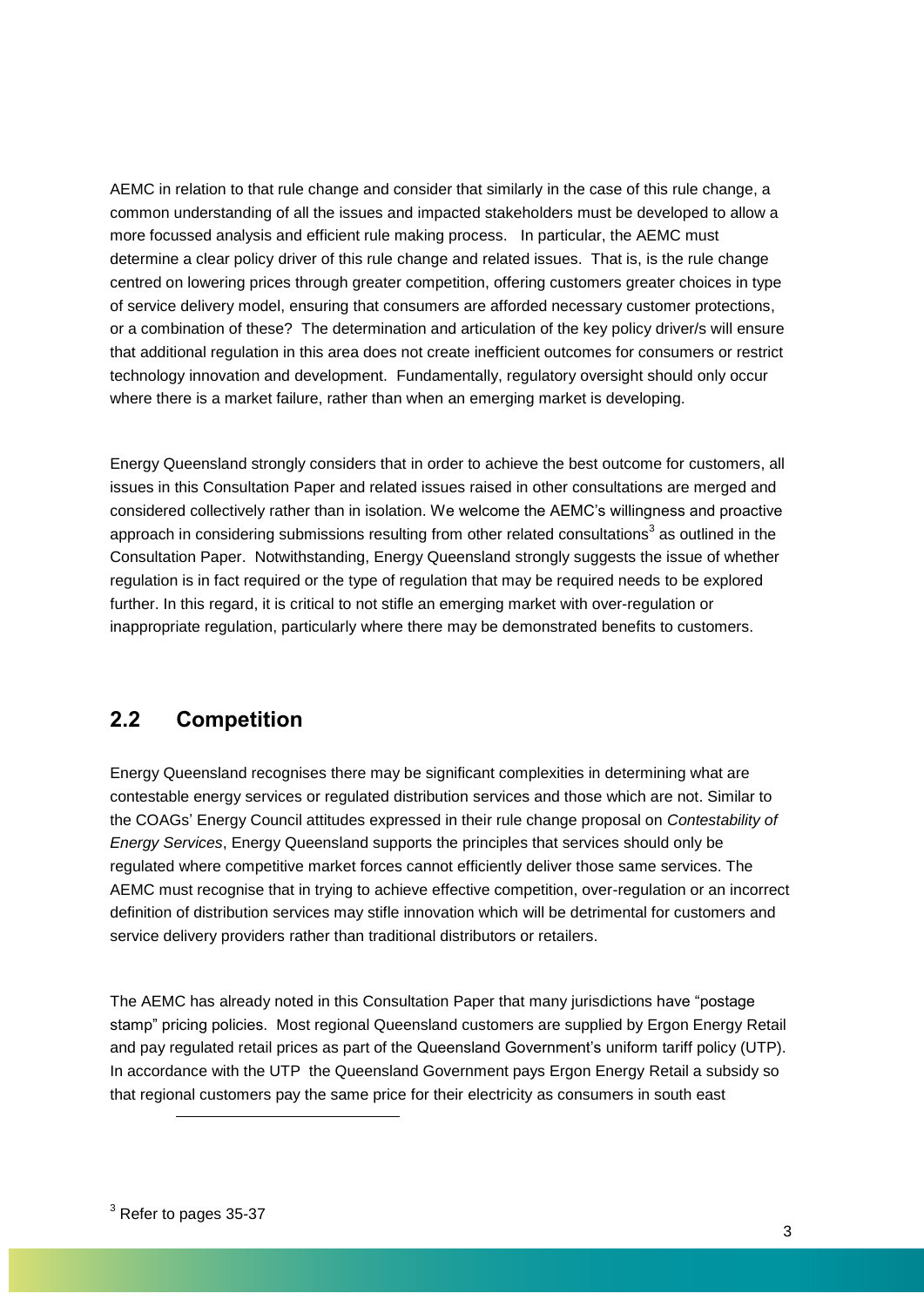AEMC in relation to that rule change and consider that similarly in the case of this rule change, a common understanding of all the issues and impacted stakeholders must be developed to allow a more focussed analysis and efficient rule making process. In particular, the AEMC must determine a clear policy driver of this rule change and related issues. That is, is the rule change centred on lowering prices through greater competition, offering customers greater choices in type of service delivery model, ensuring that consumers are afforded necessary customer protections, or a combination of these? The determination and articulation of the key policy driver/s will ensure that additional regulation in this area does not create inefficient outcomes for consumers or restrict technology innovation and development. Fundamentally, regulatory oversight should only occur where there is a market failure, rather than when an emerging market is developing.

Energy Queensland strongly considers that in order to achieve the best outcome for customers, all issues in this Consultation Paper and related issues raised in other consultations are merged and considered collectively rather than in isolation. We welcome the AEMC's willingness and proactive approach in considering submissions resulting from other related consultations[3] as outlined in the Consultation Paper. Notwithstanding, Energy Queensland strongly suggests the issue of whether regulation is in fact required or the type of regulation that may be required needs to be explored further. In this regard, it is critical to not stifle an emerging market with over-regulation or inappropriate regulation, particularly where there may be demonstrated benefits to customers.

## 2.2 Competition

Energy Queensland recognises there may be significant complexities in determining what are contestable energy services or regulated distribution services and those which are not. Similar to the COAGs' Energy Council attitudes expressed in their rule change proposal on *Contestability of Energy Services*, Energy Queensland supports the principles that services should only be regulated where competitive market forces cannot efficiently deliver those same services. The AEMC must recognise that in trying to achieve effective competition, over-regulation or an incorrect definition of distribution services may stifle innovation which will be detrimental for customers and service delivery providers rather than traditional distributors or retailers.

The AEMC has already noted in this Consultation Paper that many jurisdictions have "postage stamp" pricing policies. Most regional Queensland customers are supplied by Ergon Energy Retail and pay regulated retail prices as part of the Queensland Government's uniform tariff policy (UTP). In accordance with the UTP the Queensland Government pays Ergon Energy Retail a subsidy so that regional customers pay the same price for their electricity as consumers in south east

[3] Refer to pages 35-37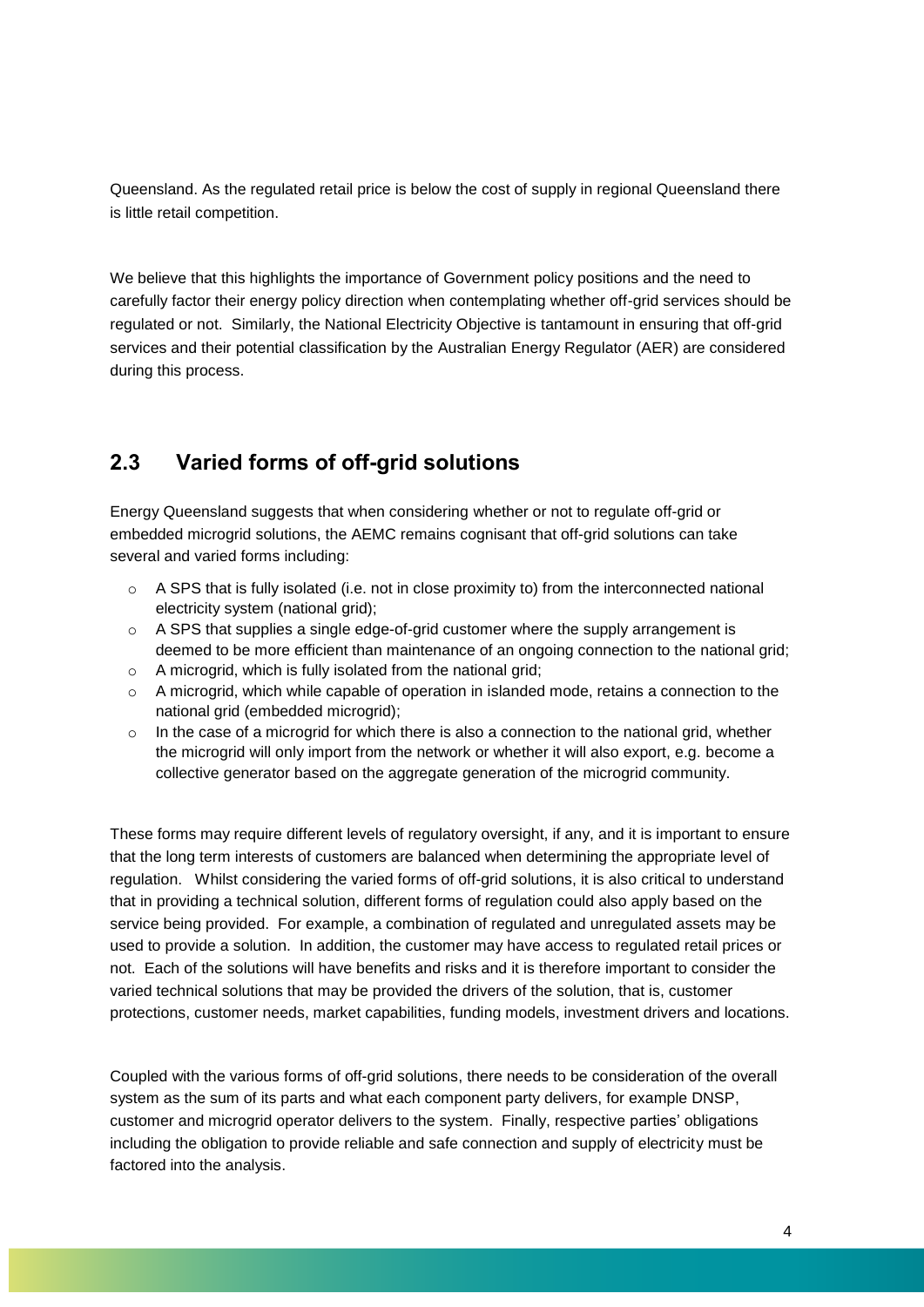Queensland. As the regulated retail price is below the cost of supply in regional Queensland there is little retail competition.

We believe that this highlights the importance of Government policy positions and the need to carefully factor their energy policy direction when contemplating whether off-grid services should be regulated or not. Similarly, the National Electricity Objective is tantamount in ensuring that off-grid services and their potential classification by the Australian Energy Regulator (AER) are considered during this process.

## 2.3 Varied forms of off-grid solutions

Energy Queensland suggests that when considering whether or not to regulate off-grid or embedded microgrid solutions, the AEMC remains cognisant that off-grid solutions can take several and varied forms including:

- A SPS that is fully isolated (i.e. not in close proximity to) from the interconnected national electricity system (national grid);
- A SPS that supplies a single edge-of-grid customer where the supply arrangement is deemed to be more efficient than maintenance of an ongoing connection to the national grid;
- A microgrid, which is fully isolated from the national grid;
- A microgrid, which while capable of operation in islanded mode, retains a connection to the national grid (embedded microgrid);
- In the case of a microgrid for which there is also a connection to the national grid, whether the microgrid will only import from the network or whether it will also export, e.g. become a collective generator based on the aggregate generation of the microgrid community.

These forms may require different levels of regulatory oversight, if any, and it is important to ensure that the long term interests of customers are balanced when determining the appropriate level of regulation. Whilst considering the varied forms of off-grid solutions, it is also critical to understand that in providing a technical solution, different forms of regulation could also apply based on the service being provided. For example, a combination of regulated and unregulated assets may be used to provide a solution. In addition, the customer may have access to regulated retail prices or not. Each of the solutions will have benefits and risks and it is therefore important to consider the varied technical solutions that may be provided the drivers of the solution, that is, customer protections, customer needs, market capabilities, funding models, investment drivers and locations.

Coupled with the various forms of off-grid solutions, there needs to be consideration of the overall system as the sum of its parts and what each component party delivers, for example DNSP, customer and microgrid operator delivers to the system. Finally, respective parties' obligations including the obligation to provide reliable and safe connection and supply of electricity must be factored into the analysis.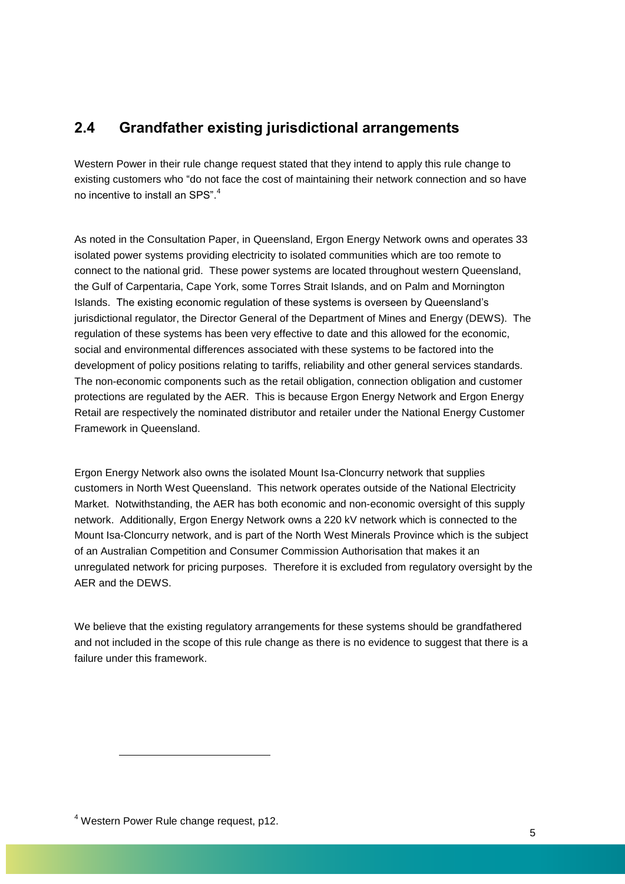## 2.4 Grandfather existing jurisdictional arrangements

Western Power in their rule change request stated that they intend to apply this rule change to existing customers who "do not face the cost of maintaining their network connection and so have no incentive to install an SPS".[4]

As noted in the Consultation Paper, in Queensland, Ergon Energy Network owns and operates 33 isolated power systems providing electricity to isolated communities which are too remote to connect to the national grid. These power systems are located throughout western Queensland, the Gulf of Carpentaria, Cape York, some Torres Strait Islands, and on Palm and Mornington Islands. The existing economic regulation of these systems is overseen by Queensland's jurisdictional regulator, the Director General of the Department of Mines and Energy (DEWS). The regulation of these systems has been very effective to date and this allowed for the economic, social and environmental differences associated with these systems to be factored into the development of policy positions relating to tariffs, reliability and other general services standards. The non-economic components such as the retail obligation, connection obligation and customer protections are regulated by the AER. This is because Ergon Energy Network and Ergon Energy Retail are respectively the nominated distributor and retailer under the National Energy Customer Framework in Queensland.

Ergon Energy Network also owns the isolated Mount Isa-Cloncurry network that supplies customers in North West Queensland. This network operates outside of the National Electricity Market. Notwithstanding, the AER has both economic and non-economic oversight of this supply network. Additionally, Ergon Energy Network owns a 220 kV network which is connected to the Mount Isa-Cloncurry network, and is part of the North West Minerals Province which is the subject of an Australian Competition and Consumer Commission Authorisation that makes it an unregulated network for pricing purposes. Therefore it is excluded from regulatory oversight by the AER and the DEWS.

We believe that the existing regulatory arrangements for these systems should be grandfathered and not included in the scope of this rule change as there is no evidence to suggest that there is a failure under this framework.

[4] Western Power Rule change request, p12.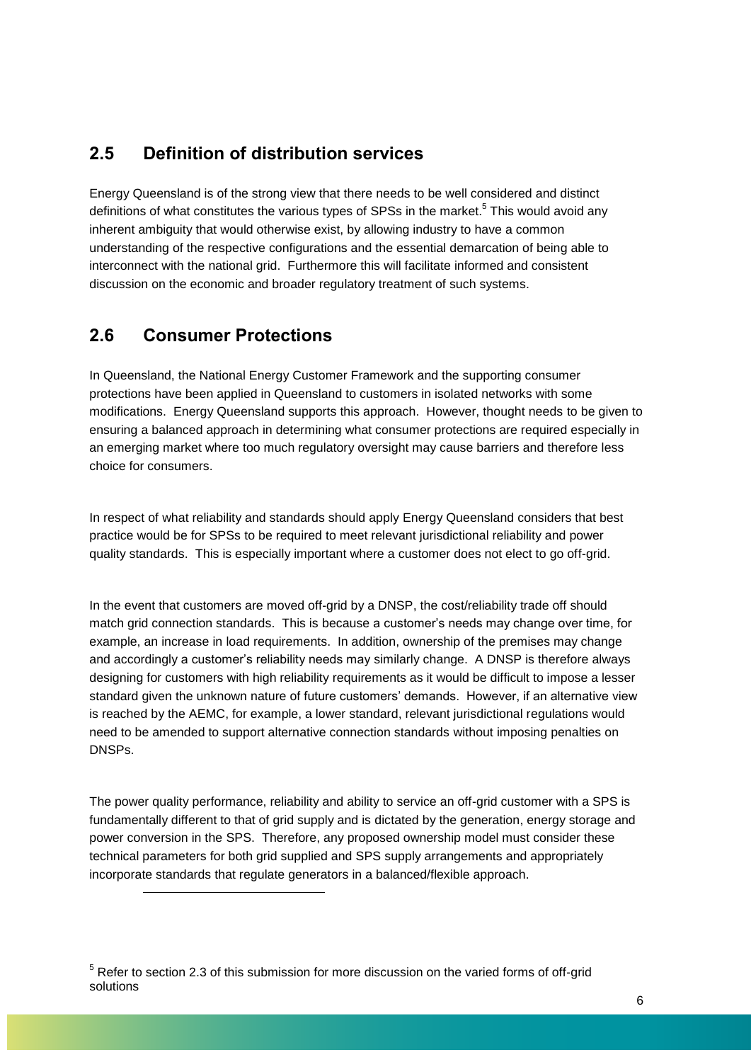## 2.5 Definition of distribution services

Energy Queensland is of the strong view that there needs to be well considered and distinct definitions of what constitutes the various types of SPSs in the market.[5] This would avoid any inherent ambiguity that would otherwise exist, by allowing industry to have a common understanding of the respective configurations and the essential demarcation of being able to interconnect with the national grid. Furthermore this will facilitate informed and consistent discussion on the economic and broader regulatory treatment of such systems.

## 2.6 Consumer Protections

In Queensland, the National Energy Customer Framework and the supporting consumer protections have been applied in Queensland to customers in isolated networks with some modifications. Energy Queensland supports this approach. However, thought needs to be given to ensuring a balanced approach in determining what consumer protections are required especially in an emerging market where too much regulatory oversight may cause barriers and therefore less choice for consumers.

In respect of what reliability and standards should apply Energy Queensland considers that best practice would be for SPSs to be required to meet relevant jurisdictional reliability and power quality standards. This is especially important where a customer does not elect to go off-grid.

In the event that customers are moved off-grid by a DNSP, the cost/reliability trade off should match grid connection standards. This is because a customer's needs may change over time, for example, an increase in load requirements. In addition, ownership of the premises may change and accordingly a customer's reliability needs may similarly change. A DNSP is therefore always designing for customers with high reliability requirements as it would be difficult to impose a lesser standard given the unknown nature of future customers' demands. However, if an alternative view is reached by the AEMC, for example, a lower standard, relevant jurisdictional regulations would need to be amended to support alternative connection standards without imposing penalties on DNSPs.

The power quality performance, reliability and ability to service an off-grid customer with a SPS is fundamentally different to that of grid supply and is dictated by the generation, energy storage and power conversion in the SPS. Therefore, any proposed ownership model must consider these technical parameters for both grid supplied and SPS supply arrangements and appropriately incorporate standards that regulate generators in a balanced/flexible approach.

---

[5] Refer to section 2.3 of this submission for more discussion on the varied forms of off-grid solutions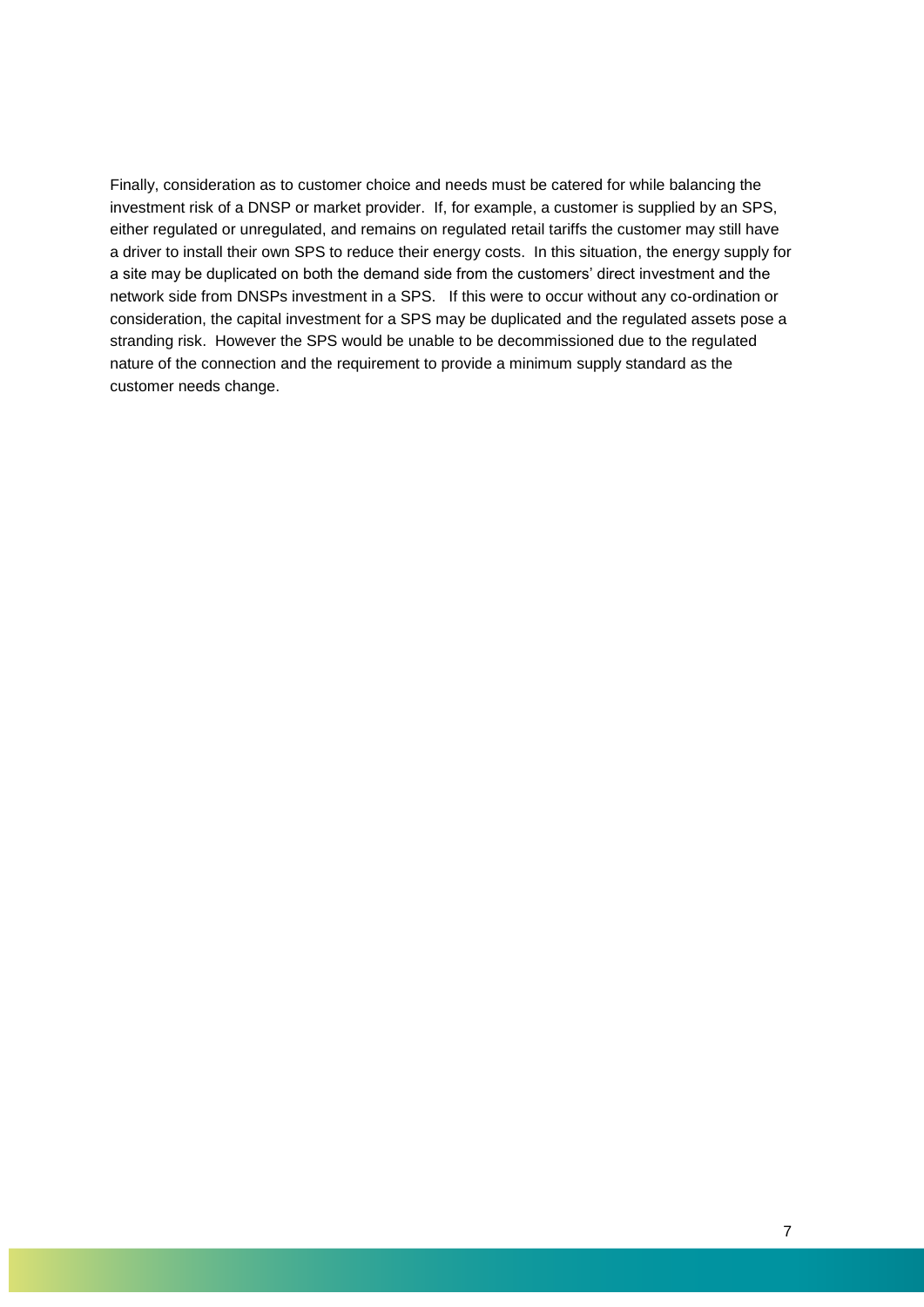Finally, consideration as to customer choice and needs must be catered for while balancing the investment risk of a DNSP or market provider. If, for example, a customer is supplied by an SPS, either regulated or unregulated, and remains on regulated retail tariffs the customer may still have a driver to install their own SPS to reduce their energy costs. In this situation, the energy supply for a site may be duplicated on both the demand side from the customers' direct investment and the network side from DNSPs investment in a SPS. If this were to occur without any co-ordination or consideration, the capital investment for a SPS may be duplicated and the regulated assets pose a stranding risk. However the SPS would be unable to be decommissioned due to the regulated nature of the connection and the requirement to provide a minimum supply standard as the customer needs change.